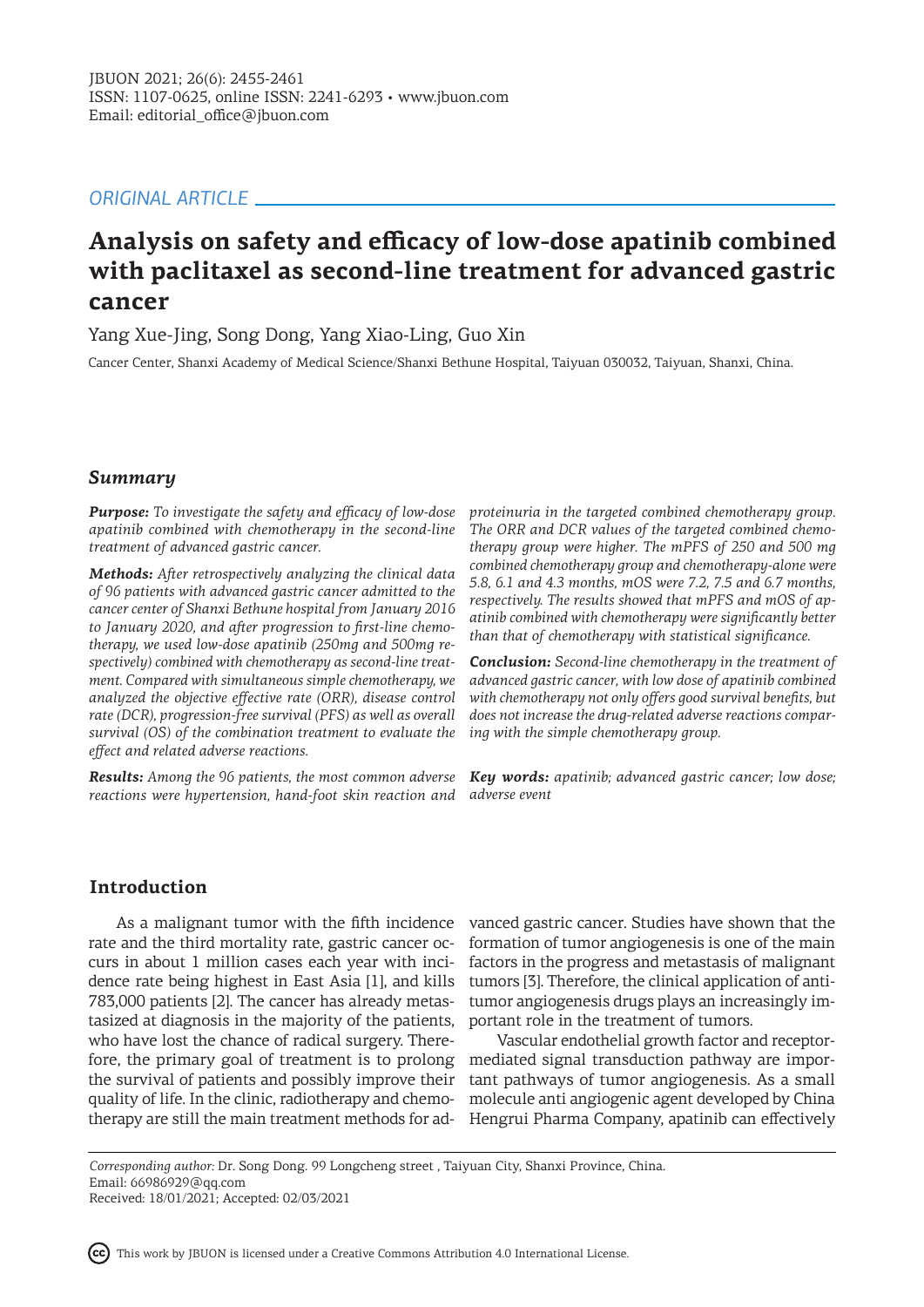ORIGINAL ARTICLE

# Analysis on safety and efficacy of low-dose apatinib combined with paclitaxel as second-line treatment for advanced gastric cancer

Yang Xue-Jing, Song Dong, Yang Xiao-Ling, Guo Xin

Cancer Center, Shanxi Academy of Medical Science/Shanxi Bethune Hospital, Taiyuan 030032, Taiyuan, Shanxi, China.

## Summary

***Purpose:*** *To investigate the safety and efficacy of low-dose apatinib combined with chemotherapy in the second-line treatment of advanced gastric cancer.*

***Methods:*** *After retrospectively analyzing the clinical data of 96 patients with advanced gastric cancer admitted to the cancer center of Shanxi Bethune hospital from January 2016 to January 2020, and after progression to first-line chemotherapy, we used low-dose apatinib (250mg and 500mg respectively) combined with chemotherapy as second-line treatment. Compared with simultaneous simple chemotherapy, we analyzed the objective effective rate (ORR), disease control rate (DCR), progression-free survival (PFS) as well as overall survival (OS) of the combination treatment to evaluate the effect and related adverse reactions.*

***Results:*** *Among the 96 patients, the most common adverse reactions were hypertension, hand-foot skin reaction and proteinuria in the targeted combined chemotherapy group. The ORR and DCR values of the targeted combined chemotherapy group were higher. The mPFS of 250 and 500 mg combined chemotherapy group and chemotherapy-alone were 5.8, 6.1 and 4.3 months, mOS were 7.2, 7.5 and 6.7 months, respectively. The results showed that mPFS and mOS of apatinib combined with chemotherapy were significantly better than that of chemotherapy with statistical significance.*

***Conclusion:*** *Second-line chemotherapy in the treatment of advanced gastric cancer, with low dose of apatinib combined with chemotherapy not only offers good survival benefits, but does not increase the drug-related adverse reactions comparing with the simple chemotherapy group.*

***Key words:*** *apatinib; advanced gastric cancer; low dose; adverse event*

## Introduction

As a malignant tumor with the fifth incidence rate and the third mortality rate, gastric cancer occurs in about 1 million cases each year with incidence rate being highest in East Asia [1], and kills 783,000 patients [2]. The cancer has already metastasized at diagnosis in the majority of the patients, who have lost the chance of radical surgery. Therefore, the primary goal of treatment is to prolong the survival of patients and possibly improve their quality of life. In the clinic, radiotherapy and chemotherapy are still the main treatment methods for advanced gastric cancer. Studies have shown that the formation of tumor angiogenesis is one of the main factors in the progress and metastasis of malignant tumors [3]. Therefore, the clinical application of antitumor angiogenesis drugs plays an increasingly important role in the treatment of tumors.

Vascular endothelial growth factor and receptor-mediated signal transduction pathway are important pathways of tumor angiogenesis. As a small molecule anti angiogenic agent developed by China Hengrui Pharma Company, apatinib can effectively

*Corresponding author:* Dr. Song Dong. 99 Longcheng street , Taiyuan City, Shanxi Province, China.
Email: 66986929@qq.com
Received: 18/01/2021; Accepted: 02/03/2021

This work by JBUON is licensed under a Creative Commons Attribution 4.0 International License.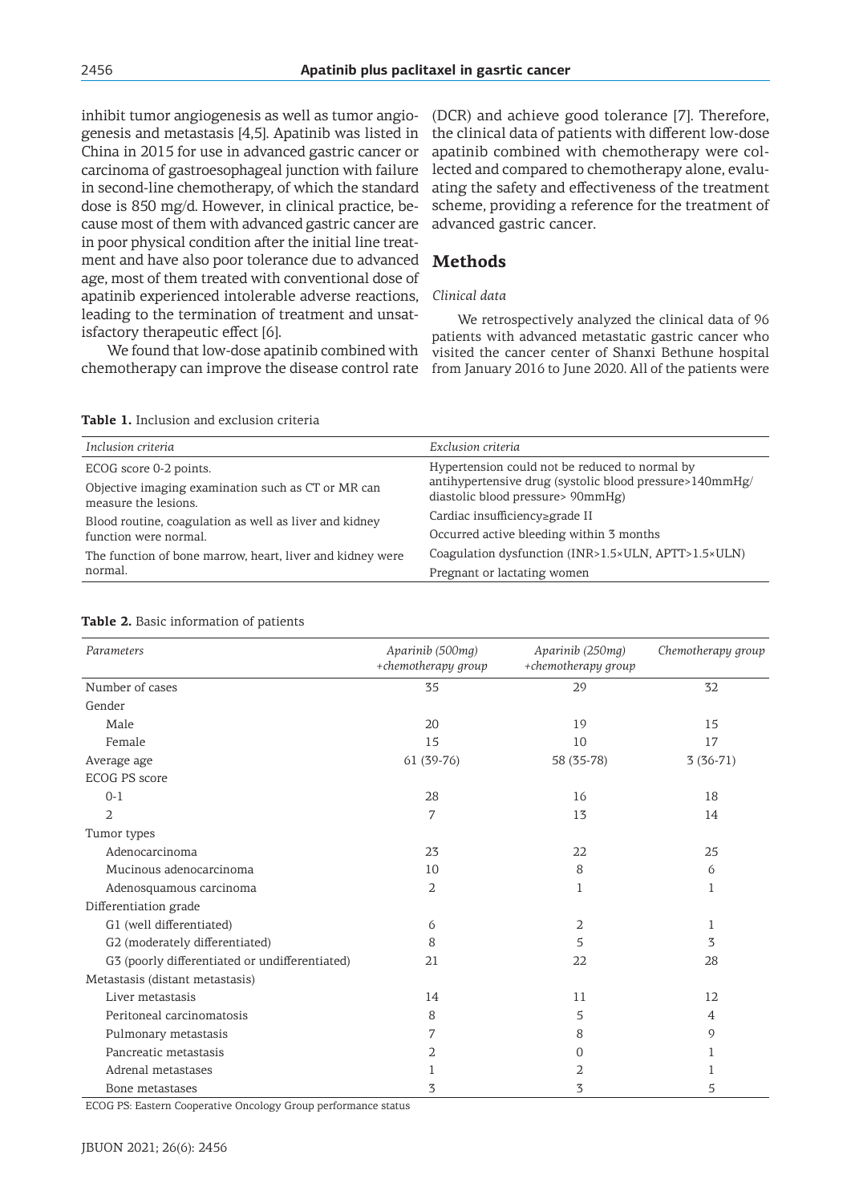inhibit tumor angiogenesis as well as tumor angiogenesis and metastasis [4,5]. Apatinib was listed in China in 2015 for use in advanced gastric cancer or carcinoma of gastroesophageal junction with failure in second-line chemotherapy, of which the standard dose is 850 mg/d. However, in clinical practice, because most of them with advanced gastric cancer are in poor physical condition after the initial line treatment and have also poor tolerance due to advanced age, most of them treated with conventional dose of apatinib experienced intolerable adverse reactions, leading to the termination of treatment and unsatisfactory therapeutic effect [6].

We found that low-dose apatinib combined with chemotherapy can improve the disease control rate (DCR) and achieve good tolerance [7]. Therefore, the clinical data of patients with different low-dose apatinib combined with chemotherapy were collected and compared to chemotherapy alone, evaluating the safety and effectiveness of the treatment scheme, providing a reference for the treatment of advanced gastric cancer.

## Methods

### *Clinical data*

We retrospectively analyzed the clinical data of 96 patients with advanced metastatic gastric cancer who visited the cancer center of Shanxi Bethune hospital from January 2016 to June 2020. All of the patients were

**Table 1.** Inclusion and exclusion criteria

| *Inclusion criteria* | *Exclusion criteria* |
|---|---|
| ECOG score 0-2 points. | Hypertension could not be reduced to normal by antihypertensive drug (systolic blood pressure>140mmHg/ diastolic blood pressure> 90mmHg) |
| Objective imaging examination such as CT or MR can measure the lesions. | Cardiac insufficiency≥grade II |
| Blood routine, coagulation as well as liver and kidney function were normal. | Occurred active bleeding within 3 months |
| The function of bone marrow, heart, liver and kidney were normal. | Coagulation dysfunction (INR>1.5×ULN, APTT>1.5×ULN) |
| | Pregnant or lactating women |

**Table 2.** Basic information of patients

| *Parameters* | *Aparinib (500mg) +chemotherapy group* | *Aparinib (250mg) +chemotherapy group* | *Chemotherapy group* |
|---|---|---|---|
| Number of cases | 35 | 29 | 32 |
| Gender | | | |
| Male | 20 | 19 | 15 |
| Female | 15 | 10 | 17 |
| Average age | 61 (39-76) | 58 (35-78) | 3 (36-71) |
| ECOG PS score | | | |
| 0-1 | 28 | 16 | 18 |
| 2 | 7 | 13 | 14 |
| Tumor types | | | |
| Adenocarcinoma | 23 | 22 | 25 |
| Mucinous adenocarcinoma | 10 | 8 | 6 |
| Adenosquamous carcinoma | 2 | 1 | 1 |
| Differentiation grade | | | |
| G1 (well differentiated) | 6 | 2 | 1 |
| G2 (moderately differentiated) | 8 | 5 | 3 |
| G3 (poorly differentiated or undifferentiated) | 21 | 22 | 28 |
| Metastasis (distant metastasis) | | | |
| Liver metastasis | 14 | 11 | 12 |
| Peritoneal carcinomatosis | 8 | 5 | 4 |
| Pulmonary metastasis | 7 | 8 | 9 |
| Pancreatic metastasis | 2 | 0 | 1 |
| Adrenal metastases | 1 | 2 | 1 |
| Bone metastases | 3 | 3 | 5 |

ECOG PS: Eastern Cooperative Oncology Group performance status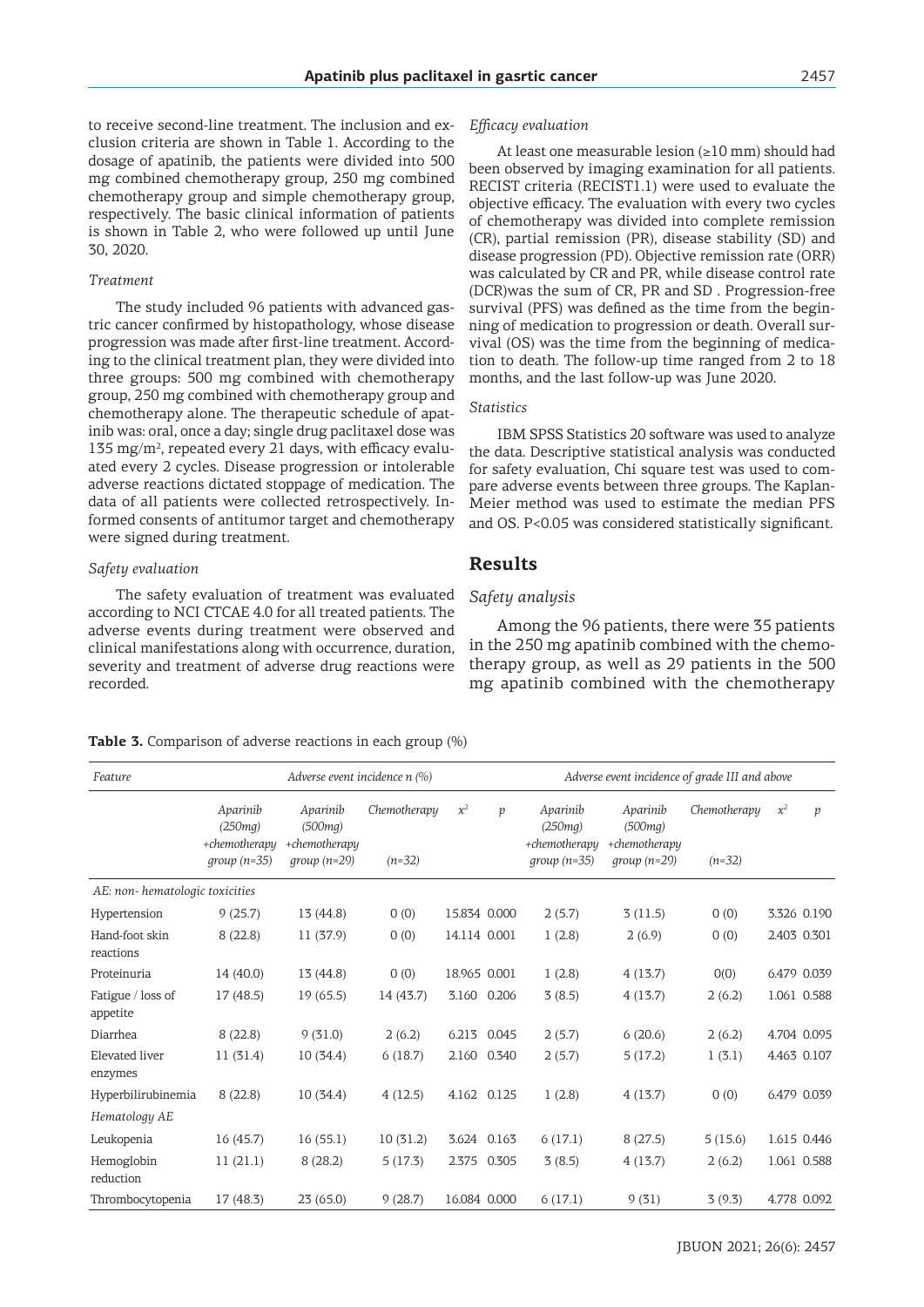to receive second-line treatment. The inclusion and exclusion criteria are shown in Table 1. According to the dosage of apatinib, the patients were divided into 500 mg combined chemotherapy group, 250 mg combined chemotherapy group and simple chemotherapy group, respectively. The basic clinical information of patients is shown in Table 2, who were followed up until June 30, 2020.

### *Treatment*

The study included 96 patients with advanced gastric cancer confirmed by histopathology, whose disease progression was made after first-line treatment. According to the clinical treatment plan, they were divided into three groups: 500 mg combined with chemotherapy group, 250 mg combined with chemotherapy group and chemotherapy alone. The therapeutic schedule of apatinib was: oral, once a day; single drug paclitaxel dose was 135 mg/m$^2$, repeated every 21 days, with efficacy evaluated every 2 cycles. Disease progression or intolerable adverse reactions dictated stoppage of medication. The data of all patients were collected retrospectively. Informed consents of antitumor target and chemotherapy were signed during treatment.

### *Safety evaluation*

The safety evaluation of treatment was evaluated according to NCI CTCAE 4.0 for all treated patients. The adverse events during treatment were observed and clinical manifestations along with occurrence, duration, severity and treatment of adverse drug reactions were recorded.

### *Efficacy evaluation*

At least one measurable lesion (≥10 mm) should had been observed by imaging examination for all patients. RECIST criteria (RECIST1.1) were used to evaluate the objective efficacy. The evaluation with every two cycles of chemotherapy was divided into complete remission (CR), partial remission (PR), disease stability (SD) and disease progression (PD). Objective remission rate (ORR) was calculated by CR and PR, while disease control rate (DCR)was the sum of CR, PR and SD . Progression-free survival (PFS) was defined as the time from the beginning of medication to progression or death. Overall survival (OS) was the time from the beginning of medication to death. The follow-up time ranged from 2 to 18 months, and the last follow-up was June 2020.

### *Statistics*

IBM SPSS Statistics 20 software was used to analyze the data. Descriptive statistical analysis was conducted for safety evaluation, Chi square test was used to compare adverse events between three groups. The Kaplan-Meier method was used to estimate the median PFS and OS. P<0.05 was considered statistically significant.

## Results

### *Safety analysis*

Among the 96 patients, there were 35 patients in the 250 mg apatinib combined with the chemotherapy group, as well as 29 patients in the 500 mg apatinib combined with the chemotherapy

**Table 3.** Comparison of adverse reactions in each group (%)

| *Feature* | *Adverse event incidence n (%)* | | | | | *Adverse event incidence of grade III and above* | | | | |
|---|---|---|---|---|---|---|---|---|---|---|
| | *Aparinib (250mg) +chemotherapy group (n=35)* | *Aparinib (500mg) +chemotherapy group (n=29)* | *Chemotherapy (n=32)* | $x^2$ | *p* | *Aparinib (250mg) +chemotherapy group (n=35)* | *Aparinib (500mg) +chemotherapy group (n=29)* | *Chemotherapy (n=32)* | $x^2$ | *p* |
| *AE: non- hematologic toxicities* | | | | | | | | | | |
| Hypertension | 9 (25.7) | 13 (44.8) | 0 (0) | 15.834 | 0.000 | 2 (5.7) | 3 (11.5) | 0 (0) | 3.326 | 0.190 |
| Hand-foot skin reactions | 8 (22.8) | 11 (37.9) | 0 (0) | 14.114 | 0.001 | 1 (2.8) | 2 (6.9) | 0 (0) | 2.403 | 0.301 |
| Proteinuria | 14 (40.0) | 13 (44.8) | 0 (0) | 18.965 | 0.001 | 1 (2.8) | 4 (13.7) | 0(0) | 6.479 | 0.039 |
| Fatigue / loss of appetite | 17 (48.5) | 19 (65.5) | 14 (43.7) | 3.160 | 0.206 | 3 (8.5) | 4 (13.7) | 2 (6.2) | 1.061 | 0.588 |
| Diarrhea | 8 (22.8) | 9 (31.0) | 2 (6.2) | 6.213 | 0.045 | 2 (5.7) | 6 (20.6) | 2 (6.2) | 4.704 | 0.095 |
| Elevated liver enzymes | 11 (31.4) | 10 (34.4) | 6 (18.7) | 2.160 | 0.340 | 2 (5.7) | 5 (17.2) | 1 (3.1) | 4.463 | 0.107 |
| Hyperbilirubinemia | 8 (22.8) | 10 (34.4) | 4 (12.5) | 4.162 | 0.125 | 1 (2.8) | 4 (13.7) | 0 (0) | 6.479 | 0.039 |
| *Hematology AE* | | | | | | | | | | |
| Leukopenia | 16 (45.7) | 16 (55.1) | 10 (31.2) | 3.624 | 0.163 | 6 (17.1) | 8 (27.5) | 5 (15.6) | 1.615 | 0.446 |
| Hemoglobin reduction | 11 (21.1) | 8 (28.2) | 5 (17.3) | 2.375 | 0.305 | 3 (8.5) | 4 (13.7) | 2 (6.2) | 1.061 | 0.588 |
| Thrombocytopenia | 17 (48.3) | 23 (65.0) | 9 (28.7) | 16.084 | 0.000 | 6 (17.1) | 9 (31) | 3 (9.3) | 4.778 | 0.092 |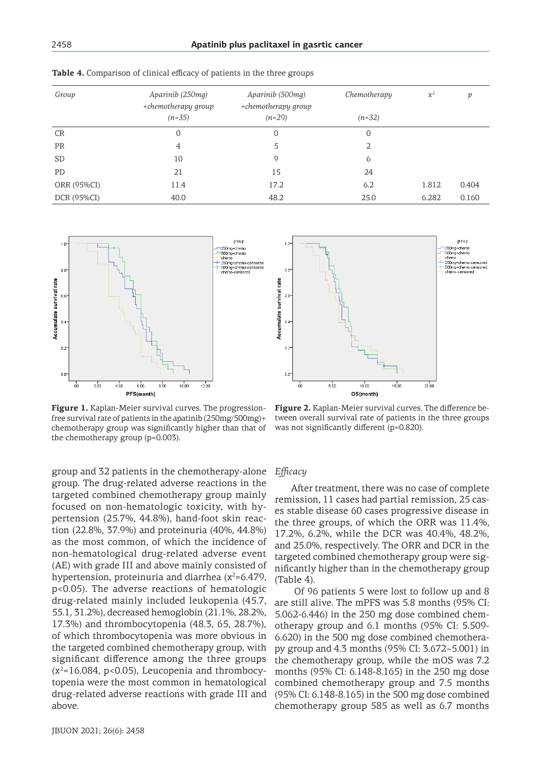**Table 4.** Comparison of clinical efficacy of patients in the three groups

| *Group* | *Aparinib (250mg) +chemotherapy group (n=35)* | *Aparinib (500mg) +chemotherapy group (n=29)* | *Chemotherapy (n=32)* | $x^2$ | *p* |
|---|---|---|---|---|---|
| CR | 0 | 0 | 0 | | |
| PR | 4 | 5 | 2 | | |
| SD | 10 | 9 | 6 | | |
| PD | 21 | 15 | 24 | | |
| ORR (95%CI) | 11.4 | 17.2 | 6.2 | 1.812 | 0.404 |
| DCR (95%CI) | 40.0 | 48.2 | 25.0 | 6.282 | 0.160 |

**Figure 1.** Kaplan-Meier survival curves. The progression-free survival rate of patients in the apatinib (250mg/500mg)+ chemotherapy group was significantly higher than that of the chemotherapy group (p=0.003).

**Figure 2.** Kaplan-Meier survival curves. The difference between overall survival rate of patients in the three groups was not significantly different (p=0.820).

group and 32 patients in the chemotherapy-alone group. The drug-related adverse reactions in the targeted combined chemotherapy group mainly focused on non-hematologic toxicity, with hypertension (25.7%, 44.8%), hand-foot skin reaction (22.8%, 37.9%) and proteinuria (40%, 44.8%) as the most common, of which the incidence of non-hematological drug-related adverse event (AE) with grade III and above mainly consisted of hypertension, proteinuria and diarrhea ($x^2$=6.479, p<0.05). The adverse reactions of hematologic drug-related mainly included leukopenia (45.7, 55.1, 31.2%), decreased hemoglobin (21.1%, 28.2%, 17.3%) and thrombocytopenia (48.3, 65, 28.7%), of which thrombocytopenia was more obvious in the targeted combined chemotherapy group, with significant difference among the three groups ($x^2$=16.084, p<0.05), Leucopenia and thrombocytopenia were the most common in hematological drug-related adverse reactions with grade III and above.

*Efficacy*

After treatment, there was no case of complete remission, 11 cases had partial remission, 25 cases stable disease 60 cases progressive disease in the three groups, of which the ORR was 11.4%, 17.2%, 6.2%, while the DCR was 40.4%, 48.2%, and 25.0%, respectively. The ORR and DCR in the targeted combined chemotherapy group were significantly higher than in the chemotherapy group (Table 4).

Of 96 patients 5 were lost to follow up and 8 are still alive. The mPFS was 5.8 months (95% CI: 5.062-6.446) in the 250 mg dose combined chemotherapy group and 6.1 months (95% CI: 5.509-6.620) in the 500 mg dose combined chemotherapy group and 4.3 months (95% CI: 3.672~5.001) in the chemotherapy group, while the mOS was 7.2 months (95% CI: 6.148-8.165) in the 250 mg dose combined chemotherapy group and 7.5 months (95% CI: 6.148-8.165) in the 500 mg dose combined chemotherapy group 585 as well as 6.7 months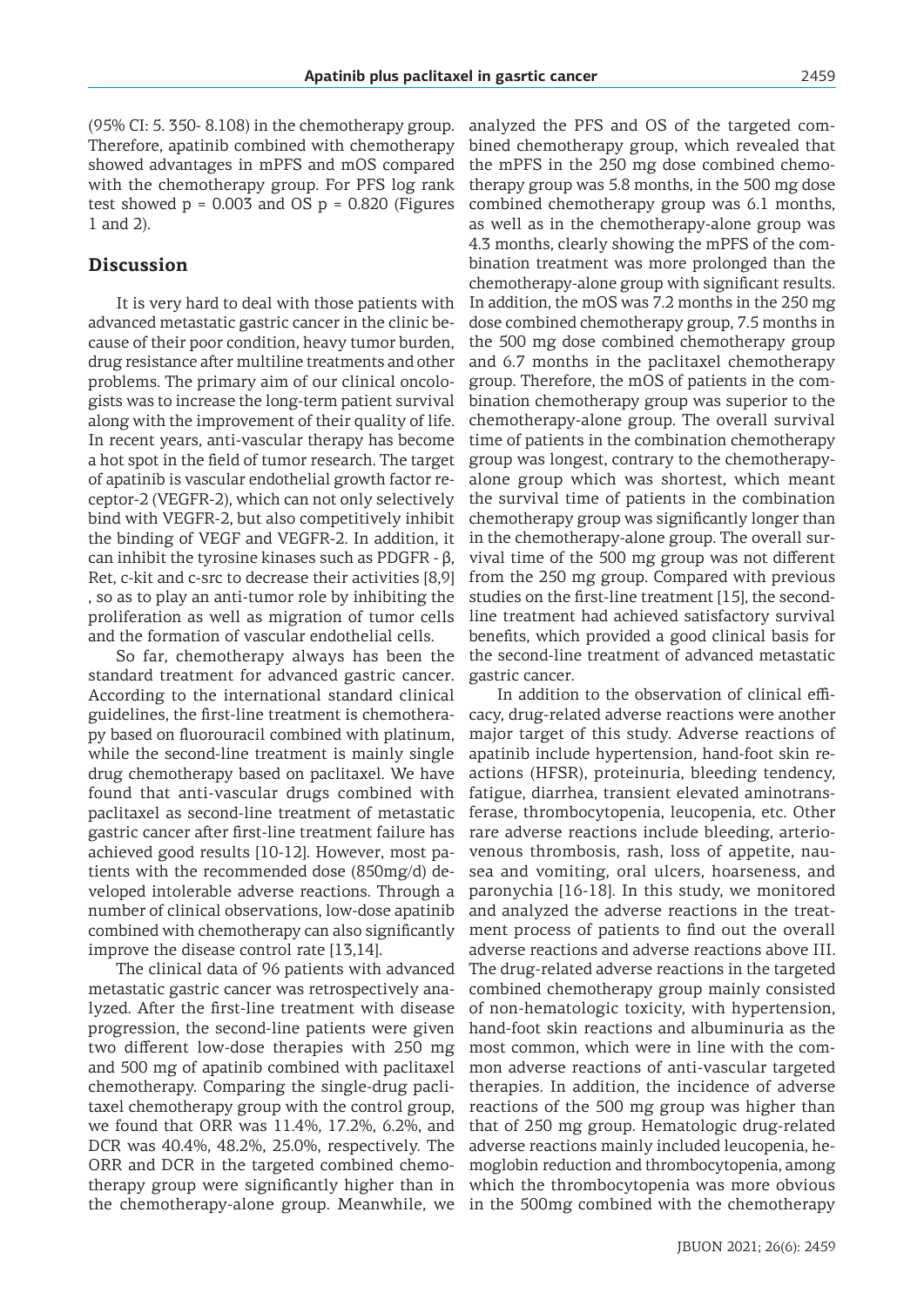(95% CI: 5. 350- 8.108) in the chemotherapy group. Therefore, apatinib combined with chemotherapy showed advantages in mPFS and mOS compared with the chemotherapy group. For PFS log rank test showed p = 0.003 and OS p = 0.820 (Figures 1 and 2).

## Discussion

It is very hard to deal with those patients with advanced metastatic gastric cancer in the clinic because of their poor condition, heavy tumor burden, drug resistance after multiline treatments and other problems. The primary aim of our clinical oncologists was to increase the long-term patient survival along with the improvement of their quality of life. In recent years, anti-vascular therapy has become a hot spot in the field of tumor research. The target of apatinib is vascular endothelial growth factor receptor-2 (VEGFR-2), which can not only selectively bind with VEGFR-2, but also competitively inhibit the binding of VEGF and VEGFR-2. In addition, it can inhibit the tyrosine kinases such as PDGFR - β, Ret, c-kit and c-src to decrease their activities [8,9] , so as to play an anti-tumor role by inhibiting the proliferation as well as migration of tumor cells and the formation of vascular endothelial cells.

So far, chemotherapy always has been the standard treatment for advanced gastric cancer. According to the international standard clinical guidelines, the first-line treatment is chemotherapy based on fluorouracil combined with platinum, while the second-line treatment is mainly single drug chemotherapy based on paclitaxel. We have found that anti-vascular drugs combined with paclitaxel as second-line treatment of metastatic gastric cancer after first-line treatment failure has achieved good results [10-12]. However, most patients with the recommended dose (850mg/d) developed intolerable adverse reactions. Through a number of clinical observations, low-dose apatinib combined with chemotherapy can also significantly improve the disease control rate [13,14].

The clinical data of 96 patients with advanced metastatic gastric cancer was retrospectively analyzed. After the first-line treatment with disease progression, the second-line patients were given two different low-dose therapies with 250 mg and 500 mg of apatinib combined with paclitaxel chemotherapy. Comparing the single-drug paclitaxel chemotherapy group with the control group, we found that ORR was 11.4%, 17.2%, 6.2%, and DCR was 40.4%, 48.2%, 25.0%, respectively. The ORR and DCR in the targeted combined chemotherapy group were significantly higher than in the chemotherapy-alone group. Meanwhile, we analyzed the PFS and OS of the targeted combined chemotherapy group, which revealed that the mPFS in the 250 mg dose combined chemotherapy group was 5.8 months, in the 500 mg dose combined chemotherapy group was 6.1 months, as well as in the chemotherapy-alone group was 4.3 months, clearly showing the mPFS of the combination treatment was more prolonged than the chemotherapy-alone group with significant results. In addition, the mOS was 7.2 months in the 250 mg dose combined chemotherapy group, 7.5 months in the 500 mg dose combined chemotherapy group and 6.7 months in the paclitaxel chemotherapy group. Therefore, the mOS of patients in the combination chemotherapy group was superior to the chemotherapy-alone group. The overall survival time of patients in the combination chemotherapy group was longest, contrary to the chemotherapy-alone group which was shortest, which meant the survival time of patients in the combination chemotherapy group was significantly longer than in the chemotherapy-alone group. The overall survival time of the 500 mg group was not different from the 250 mg group. Compared with previous studies on the first-line treatment [15], the second-line treatment had achieved satisfactory survival benefits, which provided a good clinical basis for the second-line treatment of advanced metastatic gastric cancer.

In addition to the observation of clinical efficacy, drug-related adverse reactions were another major target of this study. Adverse reactions of apatinib include hypertension, hand-foot skin reactions (HFSR), proteinuria, bleeding tendency, fatigue, diarrhea, transient elevated aminotransferase, thrombocytopenia, leucopenia, etc. Other rare adverse reactions include bleeding, arteriovenous thrombosis, rash, loss of appetite, nausea and vomiting, oral ulcers, hoarseness, and paronychia [16-18]. In this study, we monitored and analyzed the adverse reactions in the treatment process of patients to find out the overall adverse reactions and adverse reactions above III. The drug-related adverse reactions in the targeted combined chemotherapy group mainly consisted of non-hematologic toxicity, with hypertension, hand-foot skin reactions and albuminuria as the most common, which were in line with the common adverse reactions of anti-vascular targeted therapies. In addition, the incidence of adverse reactions of the 500 mg group was higher than that of 250 mg group. Hematologic drug-related adverse reactions mainly included leucopenia, hemoglobin reduction and thrombocytopenia, among which the thrombocytopenia was more obvious in the 500mg combined with the chemotherapy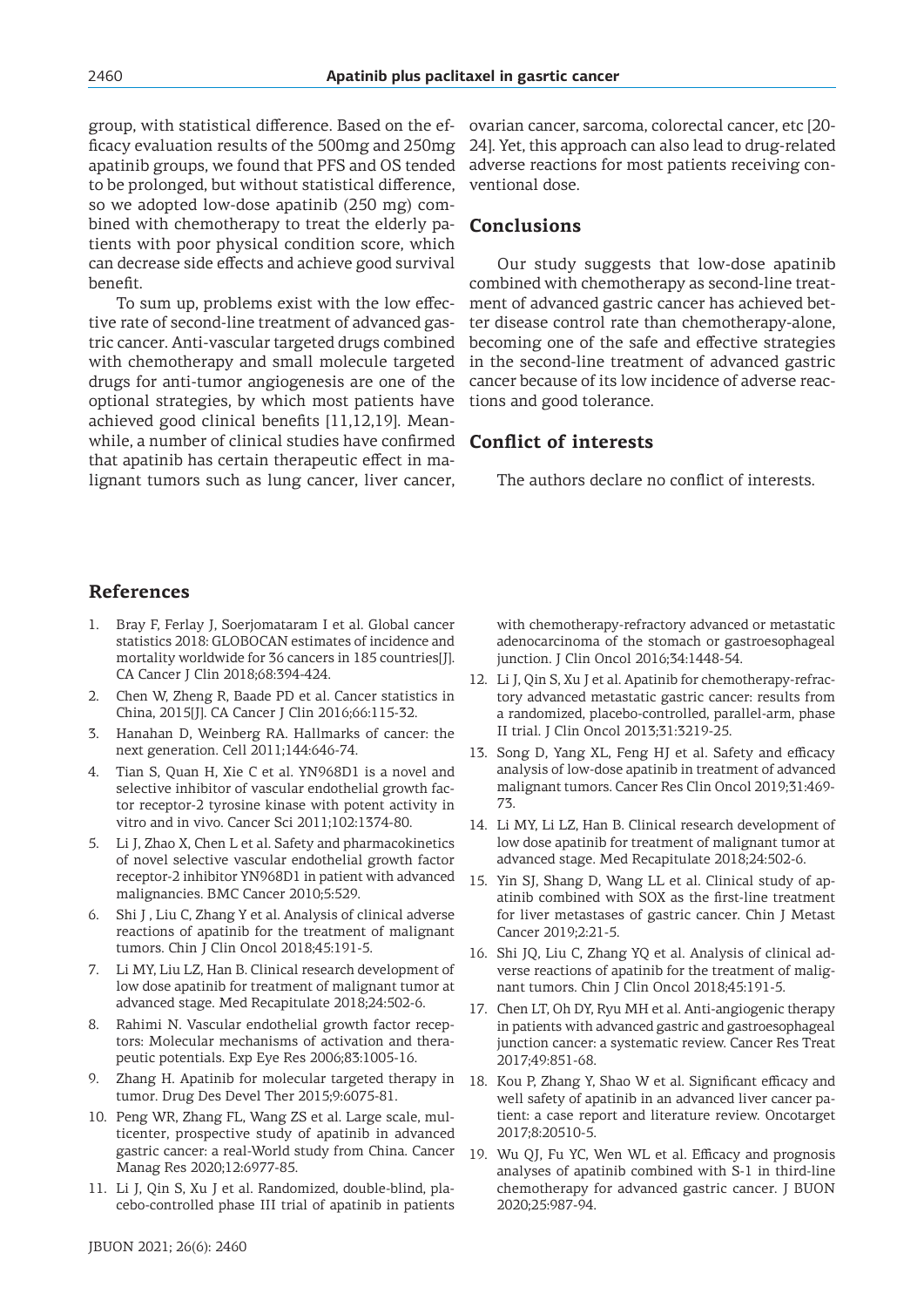group, with statistical difference. Based on the efficacy evaluation results of the 500mg and 250mg apatinib groups, we found that PFS and OS tended to be prolonged, but without statistical difference, so we adopted low-dose apatinib (250 mg) combined with chemotherapy to treat the elderly patients with poor physical condition score, which can decrease side effects and achieve good survival benefit.

To sum up, problems exist with the low effective rate of second-line treatment of advanced gastric cancer. Anti-vascular targeted drugs combined with chemotherapy and small molecule targeted drugs for anti-tumor angiogenesis are one of the optional strategies, by which most patients have achieved good clinical benefits [11,12,19]. Meanwhile, a number of clinical studies have confirmed that apatinib has certain therapeutic effect in malignant tumors such as lung cancer, liver cancer, ovarian cancer, sarcoma, colorectal cancer, etc [20-24]. Yet, this approach can also lead to drug-related adverse reactions for most patients receiving conventional dose.

## Conclusions

Our study suggests that low-dose apatinib combined with chemotherapy as second-line treatment of advanced gastric cancer has achieved better disease control rate than chemotherapy-alone, becoming one of the safe and effective strategies in the second-line treatment of advanced gastric cancer because of its low incidence of adverse reactions and good tolerance.

## Conflict of interests

The authors declare no conflict of interests.

## References

1. Bray F, Ferlay J, Soerjomataram I et al. Global cancer statistics 2018: GLOBOCAN estimates of incidence and mortality worldwide for 36 cancers in 185 countries[J]. CA Cancer J Clin 2018;68:394-424.
2. Chen W, Zheng R, Baade PD et al. Cancer statistics in China, 2015[J]. CA Cancer J Clin 2016;66:115-32.
3. Hanahan D, Weinberg RA. Hallmarks of cancer: the next generation. Cell 2011;144:646-74.
4. Tian S, Quan H, Xie C et al. YN968D1 is a novel and selective inhibitor of vascular endothelial growth factor receptor-2 tyrosine kinase with potent activity in vitro and in vivo. Cancer Sci 2011;102:1374-80.
5. Li J, Zhao X, Chen L et al. Safety and pharmacokinetics of novel selective vascular endothelial growth factor receptor-2 inhibitor YN968D1 in patient with advanced malignancies. BMC Cancer 2010;5:529.
6. Shi J , Liu C, Zhang Y et al. Analysis of clinical adverse reactions of apatinib for the treatment of malignant tumors. Chin J Clin Oncol 2018;45:191-5.
7. Li MY, Liu LZ, Han B. Clinical research development of low dose apatinib for treatment of malignant tumor at advanced stage. Med Recapitulate 2018;24:502-6.
8. Rahimi N. Vascular endothelial growth factor receptors: Molecular mechanisms of activation and therapeutic potentials. Exp Eye Res 2006;83:1005-16.
9. Zhang H. Apatinib for molecular targeted therapy in tumor. Drug Des Devel Ther 2015;9:6075-81.
10. Peng WR, Zhang FL, Wang ZS et al. Large scale, multicenter, prospective study of apatinib in advanced gastric cancer: a real-World study from China. Cancer Manag Res 2020;12:6977-85.
11. Li J, Qin S, Xu J et al. Randomized, double-blind, placebo-controlled phase III trial of apatinib in patients with chemotherapy-refractory advanced or metastatic adenocarcinoma of the stomach or gastroesophageal junction. J Clin Oncol 2016;34:1448-54.
12. Li J, Qin S, Xu J et al. Apatinib for chemotherapy-refractory advanced metastatic gastric cancer: results from a randomized, placebo-controlled, parallel-arm, phase II trial. J Clin Oncol 2013;31:3219-25.
13. Song D, Yang XL, Feng HJ et al. Safety and efficacy analysis of low-dose apatinib in treatment of advanced malignant tumors. Cancer Res Clin Oncol 2019;31:469-73.
14. Li MY, Li LZ, Han B. Clinical research development of low dose apatinib for treatment of malignant tumor at advanced stage. Med Recapitulate 2018;24:502-6.
15. Yin SJ, Shang D, Wang LL et al. Clinical study of apatinib combined with SOX as the first-line treatment for liver metastases of gastric cancer. Chin J Metast Cancer 2019;2:21-5.
16. Shi JQ, Liu C, Zhang YQ et al. Analysis of clinical adverse reactions of apatinib for the treatment of malignant tumors. Chin J Clin Oncol 2018;45:191-5.
17. Chen LT, Oh DY, Ryu MH et al. Anti-angiogenic therapy in patients with advanced gastric and gastroesophageal junction cancer: a systematic review. Cancer Res Treat 2017;49:851-68.
18. Kou P, Zhang Y, Shao W et al. Significant efficacy and well safety of apatinib in an advanced liver cancer patient: a case report and literature review. Oncotarget 2017;8:20510-5.
19. Wu QJ, Fu YC, Wen WL et al. Efficacy and prognosis analyses of apatinib combined with S-1 in third-line chemotherapy for advanced gastric cancer. J BUON 2020;25:987-94.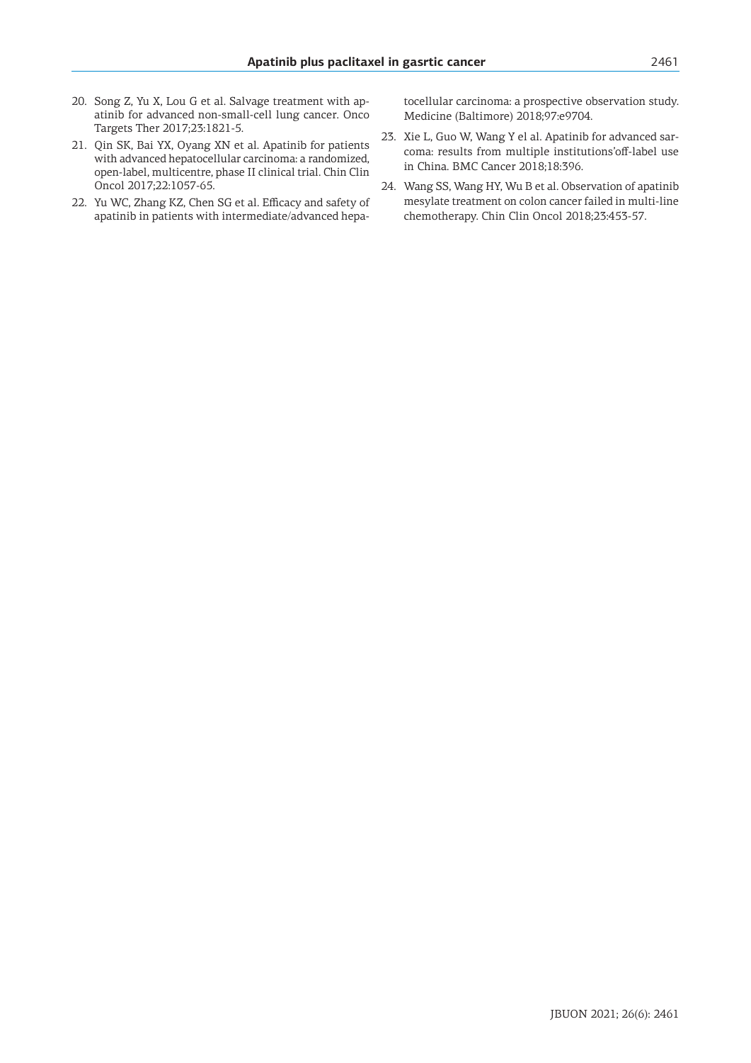20. Song Z, Yu X, Lou G et al. Salvage treatment with apatinib for advanced non-small-cell lung cancer. Onco Targets Ther 2017;23:1821-5.
21. Qin SK, Bai YX, Oyang XN et al. Apatinib for patients with advanced hepatocellular carcinoma: a randomized, open-label, multicentre, phase II clinical trial. Chin Clin Oncol 2017;22:1057-65.
22. Yu WC, Zhang KZ, Chen SG et al. Efficacy and safety of apatinib in patients with intermediate/advanced hepatocellular carcinoma: a prospective observation study. Medicine (Baltimore) 2018;97:e9704.
23. Xie L, Guo W, Wang Y el al. Apatinib for advanced sarcoma: results from multiple institutions'off-label use in China. BMC Cancer 2018;18:396.
24. Wang SS, Wang HY, Wu B et al. Observation of apatinib mesylate treatment on colon cancer failed in multi-line chemotherapy. Chin Clin Oncol 2018;23:453-57.